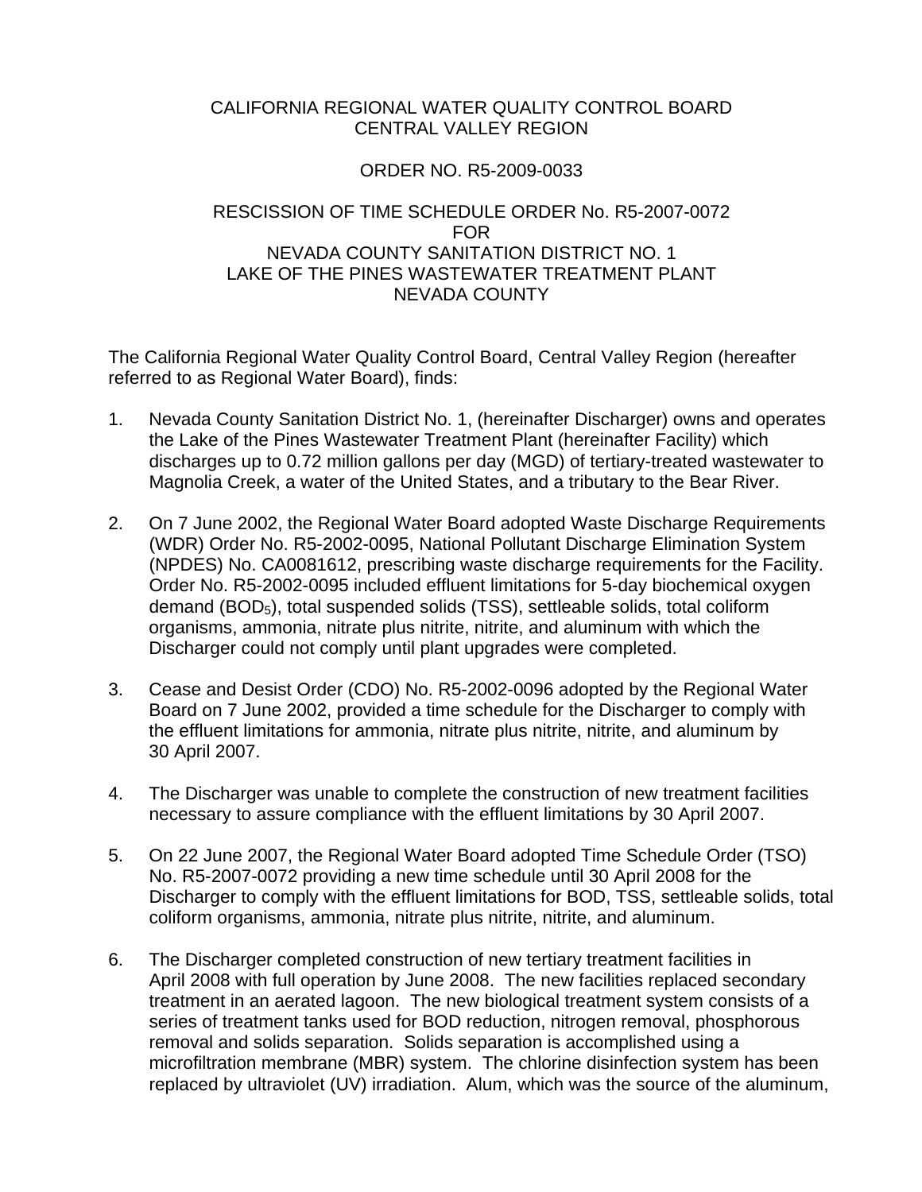CALIFORNIA REGIONAL WATER QUALITY CONTROL BOARD
CENTRAL VALLEY REGION

ORDER NO. R5-2009-0033

RESCISSION OF TIME SCHEDULE ORDER No. R5-2007-0072
FOR
NEVADA COUNTY SANITATION DISTRICT NO. 1
LAKE OF THE PINES WASTEWATER TREATMENT PLANT
NEVADA COUNTY

The California Regional Water Quality Control Board, Central Valley Region (hereafter referred to as Regional Water Board), finds:

1. Nevada County Sanitation District No. 1, (hereinafter Discharger) owns and operates the Lake of the Pines Wastewater Treatment Plant (hereinafter Facility) which discharges up to 0.72 million gallons per day (MGD) of tertiary-treated wastewater to Magnolia Creek, a water of the United States, and a tributary to the Bear River.

2. On 7 June 2002, the Regional Water Board adopted Waste Discharge Requirements (WDR) Order No. R5-2002-0095, National Pollutant Discharge Elimination System (NPDES) No. CA0081612, prescribing waste discharge requirements for the Facility. Order No. R5-2002-0095 included effluent limitations for 5-day biochemical oxygen demand ($BOD_5$), total suspended solids (TSS), settleable solids, total coliform organisms, ammonia, nitrate plus nitrite, nitrite, and aluminum with which the Discharger could not comply until plant upgrades were completed.

3. Cease and Desist Order (CDO) No. R5-2002-0096 adopted by the Regional Water Board on 7 June 2002, provided a time schedule for the Discharger to comply with the effluent limitations for ammonia, nitrate plus nitrite, nitrite, and aluminum by 30 April 2007.

4. The Discharger was unable to complete the construction of new treatment facilities necessary to assure compliance with the effluent limitations by 30 April 2007.

5. On 22 June 2007, the Regional Water Board adopted Time Schedule Order (TSO) No. R5-2007-0072 providing a new time schedule until 30 April 2008 for the Discharger to comply with the effluent limitations for BOD, TSS, settleable solids, total coliform organisms, ammonia, nitrate plus nitrite, nitrite, and aluminum.

6. The Discharger completed construction of new tertiary treatment facilities in April 2008 with full operation by June 2008. The new facilities replaced secondary treatment in an aerated lagoon. The new biological treatment system consists of a series of treatment tanks used for BOD reduction, nitrogen removal, phosphorous removal and solids separation. Solids separation is accomplished using a microfiltration membrane (MBR) system. The chlorine disinfection system has been replaced by ultraviolet (UV) irradiation. Alum, which was the source of the aluminum,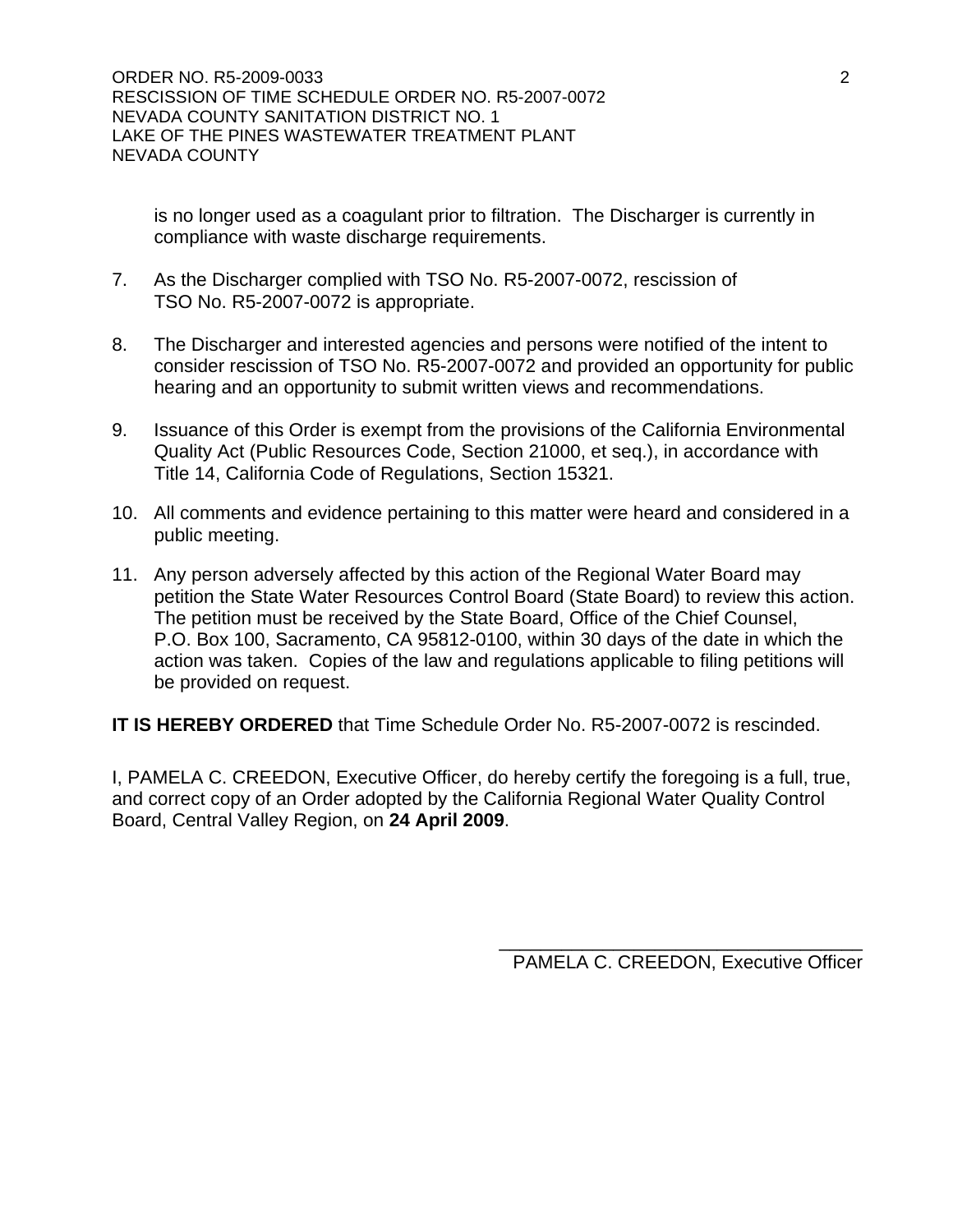is no longer used as a coagulant prior to filtration. The Discharger is currently in compliance with waste discharge requirements.

7. As the Discharger complied with TSO No. R5-2007-0072, rescission of TSO No. R5-2007-0072 is appropriate.

8. The Discharger and interested agencies and persons were notified of the intent to consider rescission of TSO No. R5-2007-0072 and provided an opportunity for public hearing and an opportunity to submit written views and recommendations.

9. Issuance of this Order is exempt from the provisions of the California Environmental Quality Act (Public Resources Code, Section 21000, et seq.), in accordance with Title 14, California Code of Regulations, Section 15321.

10. All comments and evidence pertaining to this matter were heard and considered in a public meeting.

11. Any person adversely affected by this action of the Regional Water Board may petition the State Water Resources Control Board (State Board) to review this action. The petition must be received by the State Board, Office of the Chief Counsel, P.O. Box 100, Sacramento, CA 95812-0100, within 30 days of the date in which the action was taken. Copies of the law and regulations applicable to filing petitions will be provided on request.

**IT IS HEREBY ORDERED** that Time Schedule Order No. R5-2007-0072 is rescinded.

I, PAMELA C. CREEDON, Executive Officer, do hereby certify the foregoing is a full, true, and correct copy of an Order adopted by the California Regional Water Quality Control Board, Central Valley Region, on **24 April 2009**.

\_\_\_\_\_\_\_\_\_\_\_\_\_\_\_\_\_\_\_\_\_\_\_\_\_\_\_\_\_\_\_\_\_\_\_\_

PAMELA C. CREEDON, Executive Officer